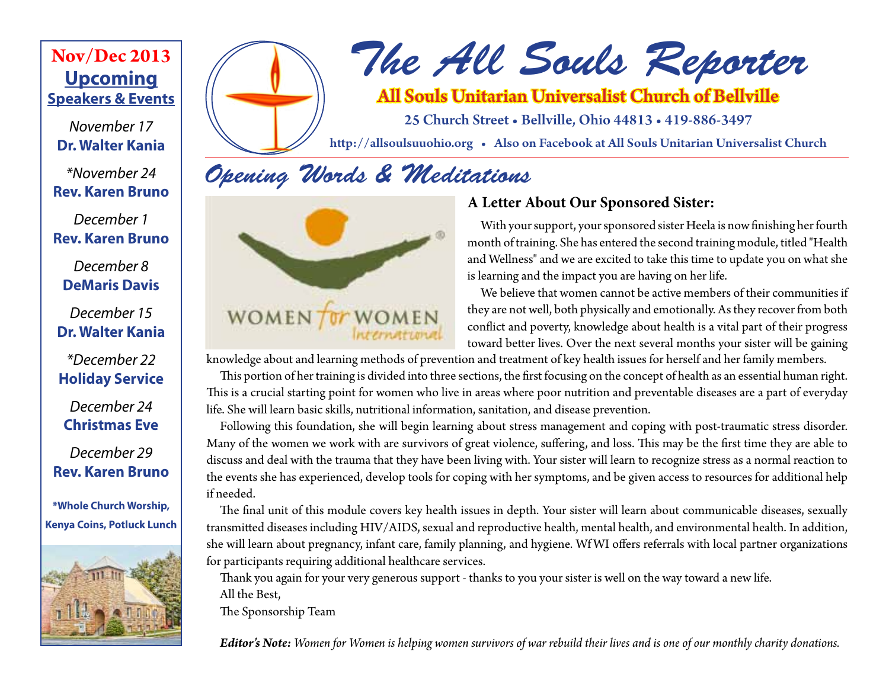# The All Souls Reporter

**All Souls Unitarian Universalist Church of Bellville**

25 Church Street • Bellville, Ohio 44813 • 419-886-3497

http://allsoulsuuohio.org • Also on Facebook at All Souls Unitarian Universalist Church

**Nov/Dec 2013**

**Upcoming Speakers & Events**

*November 17*
**Dr. Walter Kania**

*\*November 24*
**Rev. Karen Bruno**

*December 1*
**Rev. Karen Bruno**

*December 8*
**DeMaris Davis**

*December 15*
**Dr. Walter Kania**

*\*December 22*
**Holiday Service**

*December 24*
**Christmas Eve**

*December 29*
**Rev. Karen Bruno**

**\*Whole Church Worship, Kenya Coins, Potluck Lunch**

## Opening Words & Meditations

WOMEN for WOMEN International

### A Letter About Our Sponsored Sister:

With your support, your sponsored sister Heela is now finishing her fourth month of training. She has entered the second training module, titled "Health and Wellness" and we are excited to take this time to update you on what she is learning and the impact you are having on her life.

We believe that women cannot be active members of their communities if they are not well, both physically and emotionally. As they recover from both conflict and poverty, knowledge about health is a vital part of their progress toward better lives. Over the next several months your sister will be gaining knowledge about and learning methods of prevention and treatment of key health issues for herself and her family members.

This portion of her training is divided into three sections, the first focusing on the concept of health as an essential human right. This is a crucial starting point for women who live in areas where poor nutrition and preventable diseases are a part of everyday life. She will learn basic skills, nutritional information, sanitation, and disease prevention.

Following this foundation, she will begin learning about stress management and coping with post-traumatic stress disorder. Many of the women we work with are survivors of great violence, suffering, and loss. This may be the first time they are able to discuss and deal with the trauma that they have been living with. Your sister will learn to recognize stress as a normal reaction to the events she has experienced, develop tools for coping with her symptoms, and be given access to resources for additional help if needed.

The final unit of this module covers key health issues in depth. Your sister will learn about communicable diseases, sexually transmitted diseases including HIV/AIDS, sexual and reproductive health, mental health, and environmental health. In addition, she will learn about pregnancy, infant care, family planning, and hygiene. WfWI offers referrals with local partner organizations for participants requiring additional healthcare services.

Thank you again for your very generous support - thanks to you your sister is well on the way toward a new life.

All the Best,

The Sponsorship Team

***Editor's Note:*** *Women for Women is helping women survivors of war rebuild their lives and is one of our monthly charity donations.*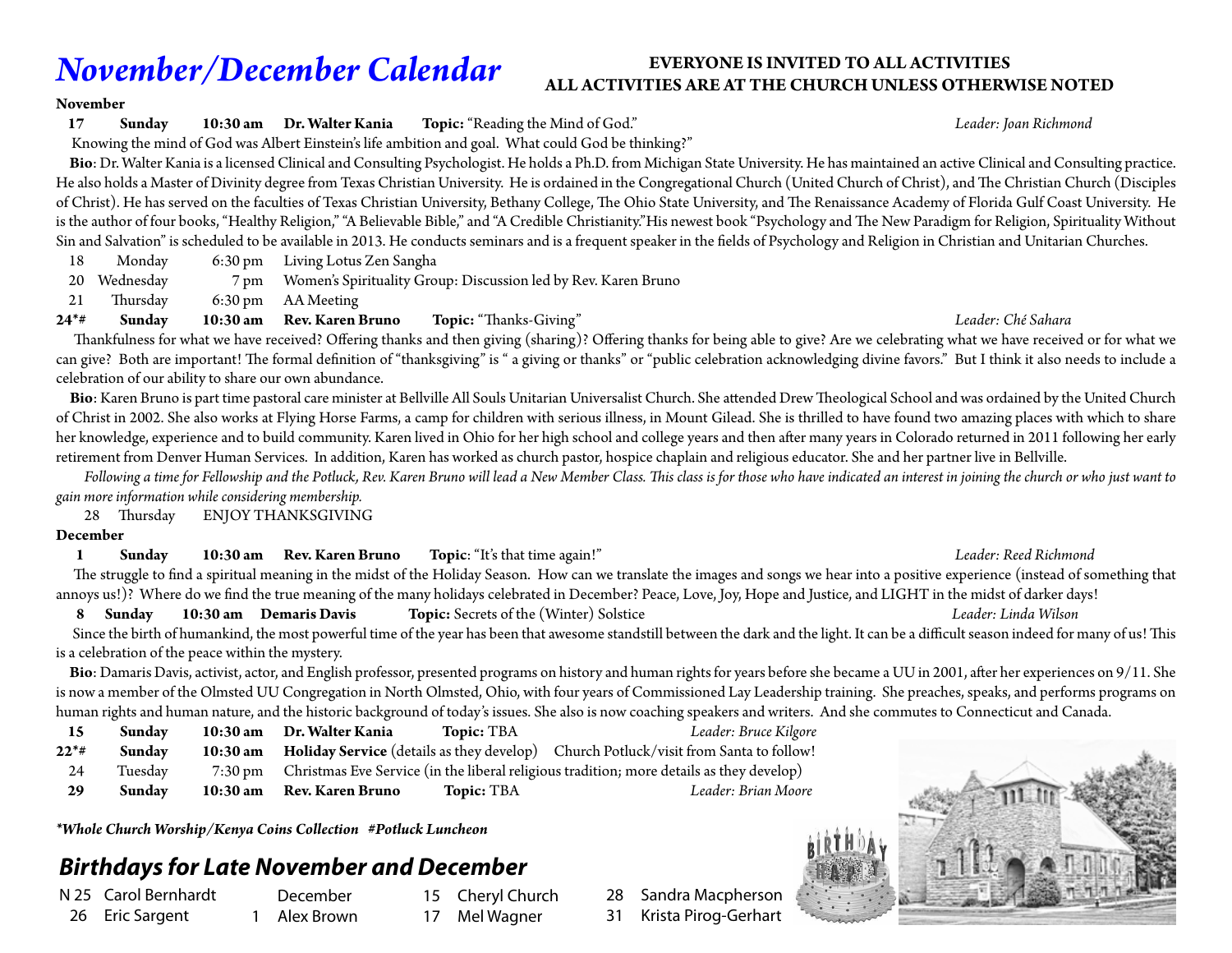# November/December Calendar

**EVERYONE IS INVITED TO ALL ACTIVITIES**
**ALL ACTIVITIES ARE AT THE CHURCH UNLESS OTHERWISE NOTED**

**November**

**17 Sunday 10:30 am Dr. Walter Kania Topic:** "Reading the Mind of God." *Leader: Joan Richmond*

Knowing the mind of God was Albert Einstein's life ambition and goal. What could God be thinking?"

**Bio**: Dr. Walter Kania is a licensed Clinical and Consulting Psychologist. He holds a Ph.D. from Michigan State University. He has maintained an active Clinical and Consulting practice. He also holds a Master of Divinity degree from Texas Christian University. He is ordained in the Congregational Church (United Church of Christ), and The Christian Church (Disciples of Christ). He has served on the faculties of Texas Christian University, Bethany College, The Ohio State University, and The Renaissance Academy of Florida Gulf Coast University. He is the author of four books, "Healthy Religion," "A Believable Bible," and "A Credible Christianity."His newest book "Psychology and The New Paradigm for Religion, Spirituality Without Sin and Salvation" is scheduled to be available in 2013. He conducts seminars and is a frequent speaker in the fields of Psychology and Religion in Christian and Unitarian Churches.

18 Monday 6:30 pm Living Lotus Zen Sangha

20 Wednesday 7 pm Women's Spirituality Group: Discussion led by Rev. Karen Bruno

21 Thursday 6:30 pm AA Meeting

**24*# Sunday 10:30 am Rev. Karen Bruno Topic:** "Thanks-Giving" *Leader: Ché Sahara*

Thankfulness for what we have received? Offering thanks and then giving (sharing)? Offering thanks for being able to give? Are we celebrating what we have received or for what we can give? Both are important! The formal definition of "thanksgiving" is " a giving or thanks" or "public celebration acknowledging divine favors." But I think it also needs to include a celebration of our ability to share our own abundance.

**Bio**: Karen Bruno is part time pastoral care minister at Bellville All Souls Unitarian Universalist Church. She attended Drew Theological School and was ordained by the United Church of Christ in 2002. She also works at Flying Horse Farms, a camp for children with serious illness, in Mount Gilead. She is thrilled to have found two amazing places with which to share her knowledge, experience and to build community. Karen lived in Ohio for her high school and college years and then after many years in Colorado returned in 2011 following her early retirement from Denver Human Services. In addition, Karen has worked as church pastor, hospice chaplain and religious educator. She and her partner live in Bellville.

*Following a time for Fellowship and the Potluck, Rev. Karen Bruno will lead a New Member Class. This class is for those who have indicated an interest in joining the church or who just want to gain more information while considering membership.*

28 Thursday ENJOY THANKSGIVING

**December**

**1 Sunday 10:30 am Rev. Karen Bruno Topic**: "It's that time again!" *Leader: Reed Richmond*

The struggle to find a spiritual meaning in the midst of the Holiday Season. How can we translate the images and songs we hear into a positive experience (instead of something that annoys us!)? Where do we find the true meaning of the many holidays celebrated in December? Peace, Love, Joy, Hope and Justice, and LIGHT in the midst of darker days!

**8 Sunday 10:30 am Demaris Davis Topic:** Secrets of the (Winter) Solstice *Leader: Linda Wilson*

Since the birth of humankind, the most powerful time of the year has been that awesome standstill between the dark and the light. It can be a difficult season indeed for many of us! This is a celebration of the peace within the mystery.

**Bio**: Damaris Davis, activist, actor, and English professor, presented programs on history and human rights for years before she became a UU in 2001, after her experiences on 9/11. She is now a member of the Olmsted UU Congregation in North Olmsted, Ohio, with four years of Commissioned Lay Leadership training. She preaches, speaks, and performs programs on human rights and human nature, and the historic background of today's issues. She also is now coaching speakers and writers. And she commutes to Connecticut and Canada.

**15 Sunday 10:30 am Dr. Walter Kania Topic:** TBA *Leader: Bruce Kilgore*

**22*# Sunday 10:30 am Holiday Service** (details as they develop) Church Potluck/visit from Santa to follow!

24 Tuesday 7:30 pm Christmas Eve Service (in the liberal religious tradition; more details as they develop)

**29 Sunday 10:30 am Rev. Karen Bruno Topic:** TBA *Leader: Brian Moore*

***Whole Church Worship/Kenya Coins Collection #Potluck Luncheon***

## Birthdays for Late November and December

N 25 Carol Bernhardt
26 Eric Sargent

December
1 Alex Brown

15 Cheryl Church
17 Mel Wagner

28 Sandra Macpherson
31 Krista Pirog-Gerhart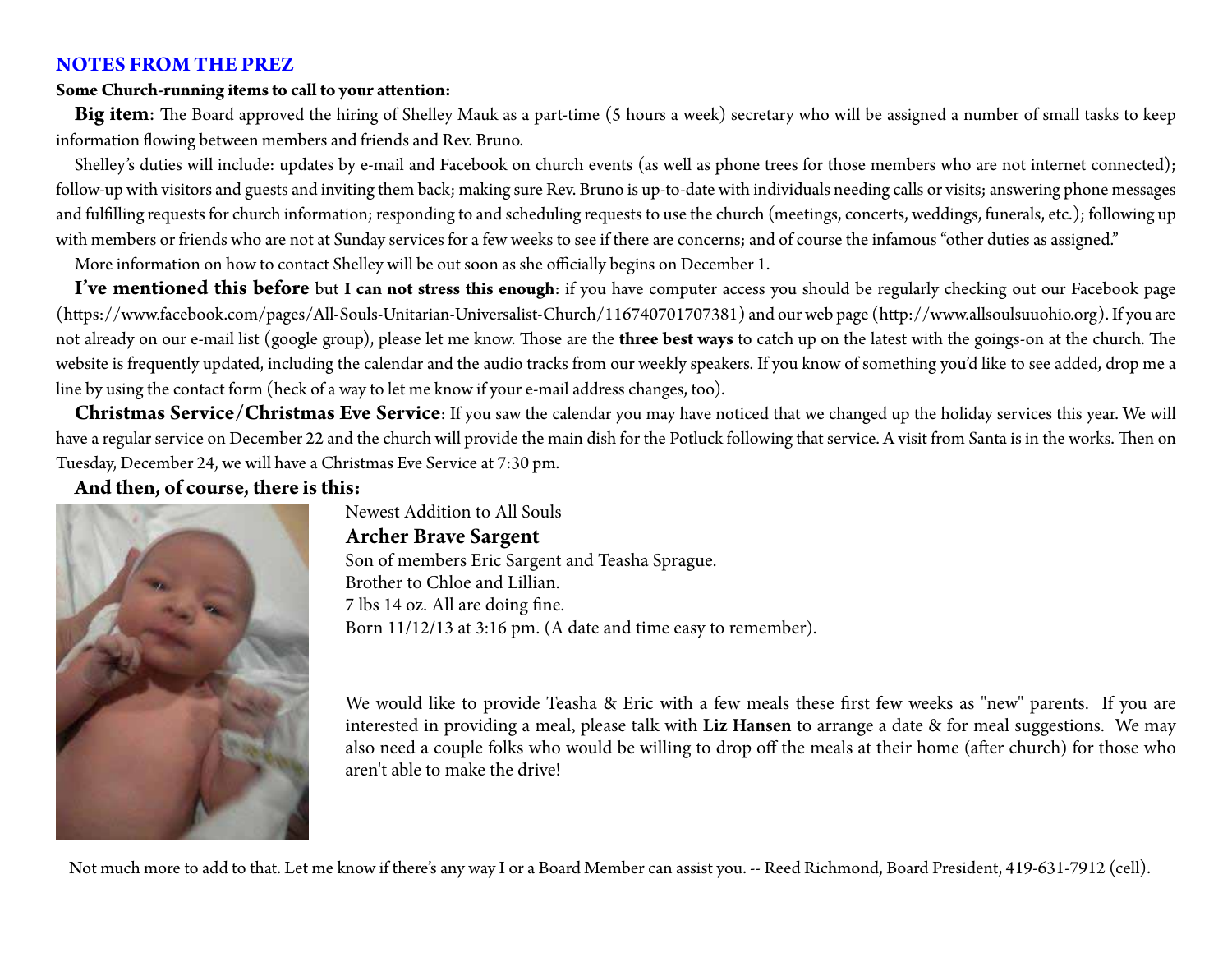## NOTES FROM THE PREZ

**Some Church-running items to call to your attention:**

**Big item**: The Board approved the hiring of Shelley Mauk as a part-time (5 hours a week) secretary who will be assigned a number of small tasks to keep information flowing between members and friends and Rev. Bruno.

Shelley's duties will include: updates by e-mail and Facebook on church events (as well as phone trees for those members who are not internet connected); follow-up with visitors and guests and inviting them back; making sure Rev. Bruno is up-to-date with individuals needing calls or visits; answering phone messages and fulfilling requests for church information; responding to and scheduling requests to use the church (meetings, concerts, weddings, funerals, etc.); following up with members or friends who are not at Sunday services for a few weeks to see if there are concerns; and of course the infamous "other duties as assigned."

More information on how to contact Shelley will be out soon as she officially begins on December 1.

**I've mentioned this before** but **I can not stress this enough**: if you have computer access you should be regularly checking out our Facebook page (https://www.facebook.com/pages/All-Souls-Unitarian-Universalist-Church/116740701707381) and our web page (http://www.allsoulsuuohio.org). If you are not already on our e-mail list (google group), please let me know. Those are the **three best ways** to catch up on the latest with the goings-on at the church. The website is frequently updated, including the calendar and the audio tracks from our weekly speakers. If you know of something you'd like to see added, drop me a line by using the contact form (heck of a way to let me know if your e-mail address changes, too).

**Christmas Service/Christmas Eve Service**: If you saw the calendar you may have noticed that we changed up the holiday services this year. We will have a regular service on December 22 and the church will provide the main dish for the Potluck following that service. A visit from Santa is in the works. Then on Tuesday, December 24, we will have a Christmas Eve Service at 7:30 pm.

**And then, of course, there is this:**

Newest Addition to All Souls

**Archer Brave Sargent**

Son of members Eric Sargent and Teasha Sprague.
Brother to Chloe and Lillian.
7 lbs 14 oz. All are doing fine.
Born 11/12/13 at 3:16 pm. (A date and time easy to remember).

We would like to provide Teasha & Eric with a few meals these first few weeks as "new" parents. If you are interested in providing a meal, please talk with **Liz Hansen** to arrange a date & for meal suggestions. We may also need a couple folks who would be willing to drop off the meals at their home (after church) for those who aren't able to make the drive!

Not much more to add to that. Let me know if there's any way I or a Board Member can assist you. -- Reed Richmond, Board President, 419-631-7912 (cell).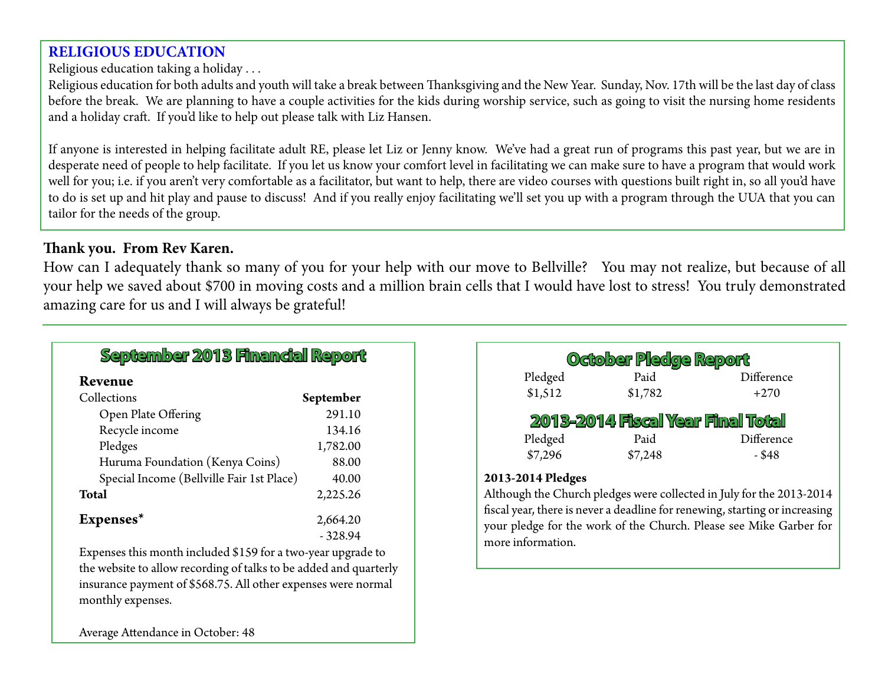## RELIGIOUS EDUCATION

Religious education taking a holiday . . .

Religious education for both adults and youth will take a break between Thanksgiving and the New Year. Sunday, Nov. 17th will be the last day of class before the break. We are planning to have a couple activities for the kids during worship service, such as going to visit the nursing home residents and a holiday craft. If you'd like to help out please talk with Liz Hansen.

If anyone is interested in helping facilitate adult RE, please let Liz or Jenny know. We've had a great run of programs this past year, but we are in desperate need of people to help facilitate. If you let us know your comfort level in facilitating we can make sure to have a program that would work well for you; i.e. if you aren't very comfortable as a facilitator, but want to help, there are video courses with questions built right in, so all you'd have to do is set up and hit play and pause to discuss! And if you really enjoy facilitating we'll set you up with a program through the UUA that you can tailor for the needs of the group.

**Thank you. From Rev Karen.**

How can I adequately thank so many of you for your help with our move to Bellville? You may not realize, but because of all your help we saved about $700 in moving costs and a million brain cells that I would have lost to stress! You truly demonstrated amazing care for us and I will always be grateful!

---

## September 2013 Financial Report

| **Revenue** | |
|---|---|
| Collections | **September** |
| Open Plate Offering | 291.10 |
| Recycle income | 134.16 |
| Pledges | 1,782.00 |
| Huruma Foundation (Kenya Coins) | 88.00 |
| Special Income (Bellville Fair 1st Place) | 40.00 |
| **Total** | 2,225.26 |
| **Expenses*** | 2,664.20 |
| | - 328.94 |

Expenses this month included $159 for a two-year upgrade to the website to allow recording of talks to be added and quarterly insurance payment of $568.75. All other expenses were normal monthly expenses.

Average Attendance in October: 48

## October Pledge Report

| Pledged | Paid | Difference |
|---|---|---|
| $1,512 | $1,782 | +270 |

## 2013-2014 Fiscal Year Final Total

| Pledged | Paid | Difference |
|---|---|---|
| $7,296 | $7,248 | - $48 |

**2013-2014 Pledges**

Although the Church pledges were collected in July for the 2013-2014 fiscal year, there is never a deadline for renewing, starting or increasing your pledge for the work of the Church. Please see Mike Garber for more information.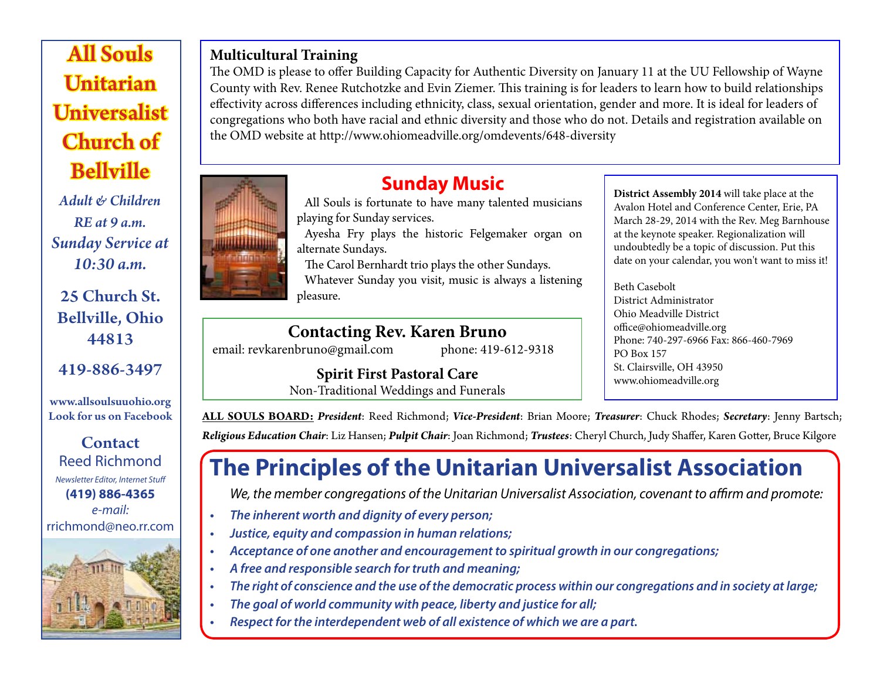# All Souls Unitarian Universalist Church of Bellville

*Adult & Children RE at 9 a.m.*
*Sunday Service at 10:30 a.m.*

**25 Church St.**
**Bellville, Ohio 44813**

**419-886-3497**

**www.allsoulsuuohio.org**
**Look for us on Facebook**

**Contact**
Reed Richmond
*Newsletter Editor, Internet Stuff*
**(419) 886-4365**
*e-mail:*
rrichmond@neo.rr.com

**Multicultural Training**

The OMD is please to offer Building Capacity for Authentic Diversity on January 11 at the UU Fellowship of Wayne County with Rev. Renee Rutchotzke and Evin Ziemer. This training is for leaders to learn how to build relationships effectivity across differences including ethnicity, class, sexual orientation, gender and more. It is ideal for leaders of congregations who both have racial and ethnic diversity and those who do not. Details and registration available on the OMD website at http://www.ohiomeadville.org/omdevents/648-diversity

## Sunday Music

All Souls is fortunate to have many talented musicians playing for Sunday services.

Ayesha Fry plays the historic Felgemaker organ on alternate Sundays.

The Carol Bernhardt trio plays the other Sundays.

Whatever Sunday you visit, music is always a listening pleasure.

**District Assembly 2014** will take place at the Avalon Hotel and Conference Center, Erie, PA March 28-29, 2014 with the Rev. Meg Barnhouse at the keynote speaker. Regionalization will undoubtedly be a topic of discussion. Put this date on your calendar, you won't want to miss it!

Beth Casebolt
District Administrator
Ohio Meadville District
office@ohiomeadville.org
Phone: 740-297-6966 Fax: 866-460-7969
PO Box 157
St. Clairsville, OH 43950
www.ohiomeadville.org

### Contacting Rev. Karen Bruno

email: revkarenbruno@gmail.com phone: 419-612-9318

**Spirit First Pastoral Care**
Non-Traditional Weddings and Funerals

**ALL SOULS BOARD:** ***President***: Reed Richmond; ***Vice-President***: Brian Moore; ***Treasurer***: Chuck Rhodes; ***Secretary***: Jenny Bartsch; ***Religious Education Chair***: Liz Hansen; ***Pulpit Chair***: Joan Richmond; ***Trustees***: Cheryl Church, Judy Shaffer, Karen Gotter, Bruce Kilgore

## The Principles of the Unitarian Universalist Association

*We, the member congregations of the Unitarian Universalist Association, covenant to affirm and promote:*

- ***The inherent worth and dignity of every person;***
- ***Justice, equity and compassion in human relations;***
- ***Acceptance of one another and encouragement to spiritual growth in our congregations;***
- ***A free and responsible search for truth and meaning;***
- ***The right of conscience and the use of the democratic process within our congregations and in society at large;***
- ***The goal of world community with peace, liberty and justice for all;***
- ***Respect for the interdependent web of all existence of which we are a part.***